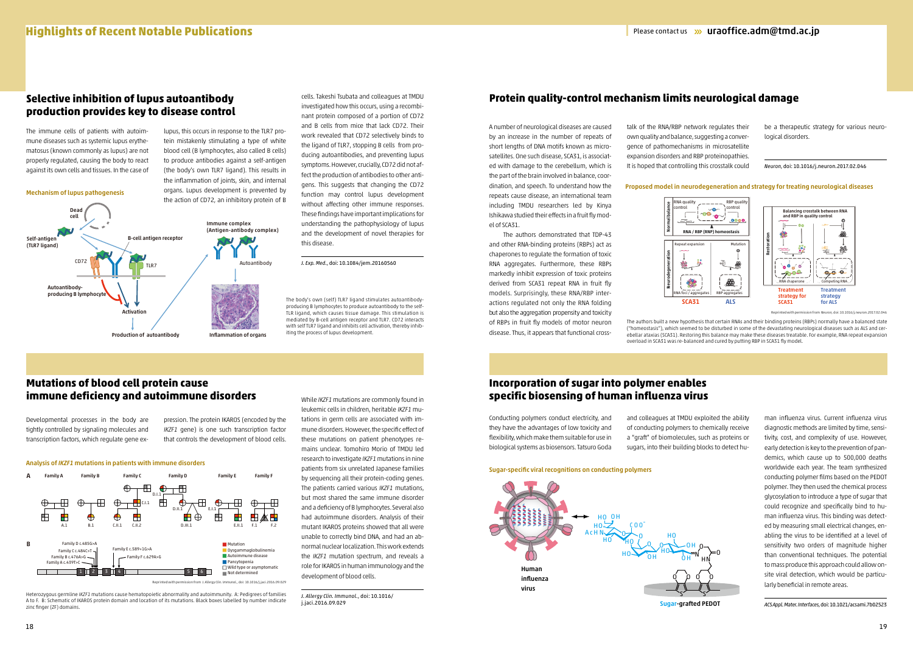# Highlights of Recent Notable Publications

Please contact us »» uraoffice.adm@tmd.ac.jp

## Selective inhibition of lupus autoantibody production provides key to disease control

The immune cells of patients with autoimmune diseases such as systemic lupus erythematosus (known commonly as lupus) are not properly regulated, causing the body to react against its own cells and tissues. In the case of lupus, this occurs in response to the TLR7 protein mistakenly stimulating a type of white blood cell (B lymphocytes, also called B cells) to produce antibodies against a self-antigen (the body's own TLR7 ligand). This results in the inflammation of joints, skin, and internal organs. Lupus development is prevented by the action of CD72, an inhibitory protein of B cells. Takeshi Tsubata and colleagues at TMDU investigated how this occurs, using a recombinant protein composed of a portion of CD72 and B cells from mice that lack CD72. Their work revealed that CD72 selectively binds to the ligand of TLR7, stopping B cells from producing autoantibodies, and preventing lupus symptoms. However, crucially, CD72 did not affect the production of antibodies to other antigens. This suggests that changing the CD72 function may control lupus development without affecting other immune responses. These findings have important implications for understanding the pathophysiology of lupus and the development of novel therapies for this disease.

*J. Exp. Med.*, doi: 10.1084/jem.20160560

**Mechanism of lupus pathogenesis**

The body's own (self) TLR7 ligand stimulates autoantibody-producing B lymphocytes to produce autoantibody to the self-TLR ligand, which causes tissue damage. This stimulation is mediated by B-cell antigen receptor and TLR7. CD72 interacts with self TLR7 ligand and inhibits cell activation, thereby inhibiting the process of lupus development.

## Protein quality-control mechanism limits neurological damage

A number of neurological diseases are caused by an increase in the number of repeats of short lengths of DNA motifs known as microsatellites. One such disease, SCA31, is associated with damage to the cerebellum, which is the part of the brain involved in balance, coordination, and speech. To understand how the repeats cause disease, an international team including TMDU researchers led by Kinya Ishikawa studied their effects in a fruit fly model of SCA31.

The authors demonstrated that TDP-43 and other RNA-binding proteins (RBPs) act as chaperones to regulate the formation of toxic RNA aggregates. Furthermore, these RBPs markedly inhibit expression of toxic proteins derived from SCA31 repeat RNA in fruit fly models. Surprisingly, these RNA/RBP interactions regulated not only the RNA folding but also the aggregation propensity and toxicity of RBPs in fruit fly models of motor neuron disease. Thus, it appears that functional crosstalk of the RNA/RBP network regulates their own quality and balance, suggesting a convergence of pathomechanisms in microsatellite expansion disorders and RBP proteinopathies. It is hoped that controlling this crosstalk could be a therapeutic strategy for various neurological disorders.

*Neuron*, doi: 10.1016/j.neuron.2017.02.046

**Proposed model in neurodegeneration and strategy for treating neurological diseases**

Reprinted with permission from *Neuron*, doi: 10.1016/j.neuron.2017.02.046

The authors built a new hypothesis that certain RNAs and their binding proteins (RBPs) normally have a balanced state ("homeostasis"), which seemed to be disturbed in some of the devastating neurological diseases such as ALS and cerebellar ataxias (SCA31). Restoring this balance may make these diseases treatable. For example, RNA repeat expansion overload in SCA31 was re-balanced and cured by putting RBP in SCA31 fly model.

## Mutations of blood cell protein cause immune deficiency and autoimmune disorders

Developmental processes in the body are tightly controlled by signaling molecules and transcription factors, which regulate gene expression. The protein IKAROS (encoded by the *IKZF1* gene) is one such transcription factor that controls the development of blood cells.

While *IKZF1* mutations are commonly found in leukemic cells in children, heritable *IKZF1* mutations in germ cells are associated with immune disorders. However, the specific effect of these mutations on patient phenotypes remains unclear. Tomohiro Morio of TMDU led research to investigate *IKZF1* mutations in nine patients from six unrelated Japanese families by sequencing all their protein-coding genes. The patients carried various *IKZF1* mutations, but most shared the same immune disorder and a deficiency of B lymphocytes. Several also had autoimmune disorders. Analysis of their mutant IKAROS proteins showed that all were unable to correctly bind DNA, and had an abnormal nuclear localization. This work extends the *IKZF1* mutation spectrum, and reveals a role for IKAROS in human immunology and the development of blood cells.

*J. Allergy Clin. Immunol.*, doi: 10.1016/j.jaci.2016.09.029

**Analysis of *IKZF1* mutations in patients with immune disorders**

Reprinted with permission from *J. Allergy Clin. Immunol.*, doi: 10.1016/j.jaci.2016.09.029

Heterozygous germline *IKZF1* mutations cause hematopoietic abnormality and autoimmunity. A: Pedigrees of families A to F. B: Schematic of IKAROS protein domain and location of its mutations. Black boxes labelled by number indicate zinc finger (ZF) domains.

## Incorporation of sugar into polymer enables specific biosensing of human influenza virus

Conducting polymers conduct electricity, and they have the advantages of low toxicity and flexibility, which make them suitable for use in biological systems as biosensors. Tatsuro Goda and colleagues at TMDU exploited the ability of conducting polymers to chemically receive a "graft" of biomolecules, such as proteins or sugars, into their building blocks to detect human influenza virus. Current influenza virus diagnostic methods are limited by time, sensitivity, cost, and complexity of use. However, early detection is key to the prevention of pandemics, which cause up to 500,000 deaths worldwide each year. The team synthesized conducting polymer films based on the PEDOT polymer. They then used the chemical process glycosylation to introduce a type of sugar that could recognize and specifically bind to human influenza virus. This binding was detected by measuring small electrical changes, enabling the virus to be identified at a level of sensitivity two orders of magnitude higher than conventional techniques. The potential to mass produce this approach could allow on-site viral detection, which would be particularly beneficial in remote areas.

*ACS Appl. Mater. Interfaces*, doi: 10.1021/acsami.7b02523

**Sugar-specific viral recognitions on conducting polymers**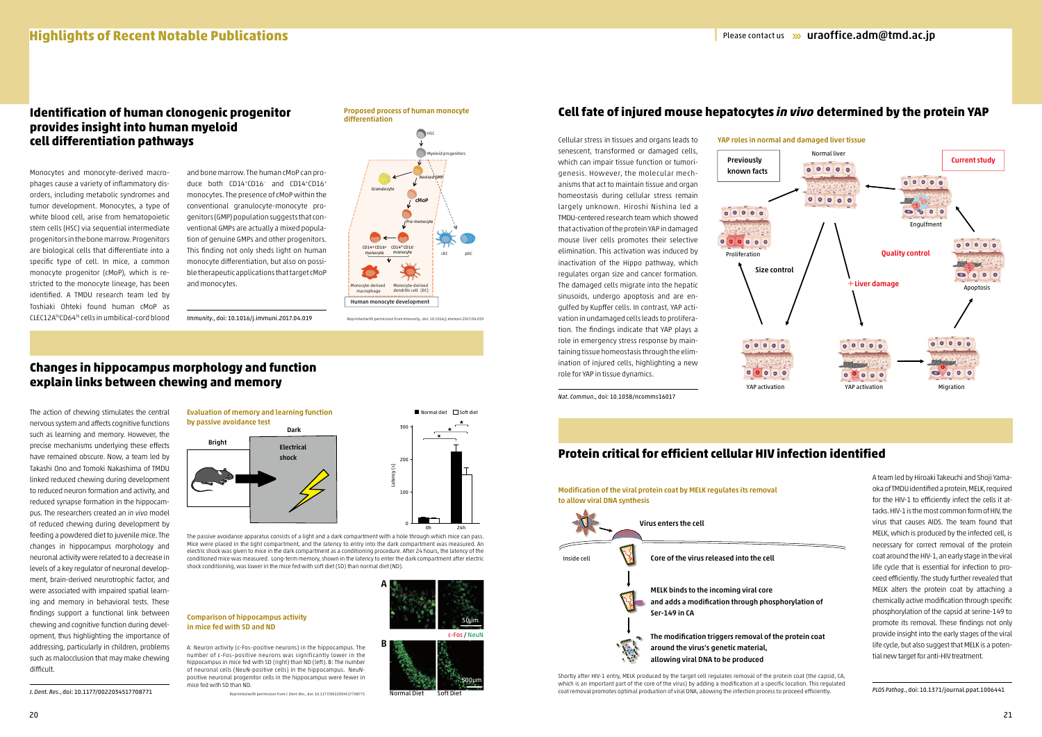# Highlights of Recent Notable Publications

Please contact us >>> uraoffice.adm@tmd.ac.jp

## Identification of human clonogenic progenitor provides insight into human myeloid cell differentiation pathways

Monocytes and monocyte-derived macrophages cause a variety of inflammatory disorders, including metabolic syndromes and tumor development. Monocytes, a type of white blood cell, arise from hematopoietic stem cells (HSC) via sequential intermediate progenitors in the bone marrow. Progenitors are biological cells that differentiate into a specific type of cell. In mice, a common monocyte progenitor (cMoP), which is restricted to the monocyte lineage, has been identified. A TMDU research team led by Toshiaki Ohteki found human cMoP as CLEC12A$^{hi}$CD64$^{hi}$ cells in umbilical-cord blood and bone marrow. The human cMoP can produce both CD14$^{+}$CD16$^{-}$ and CD14$^{+}$CD16$^{+}$ monocytes. The presence of cMoP within the conventional granulocyte-monocyte progenitors (GMP) population suggests that conventional GMPs are actually a mixed population of genuine GMPs and other progenitors. This finding not only sheds light on human monocyte differentiation, but also on possible therapeutic applications that target cMoP and monocytes.

*Immunity*., doi: 10.1016/j.immuni.2017.04.019

**Proposed process of human monocyte differentiation**

HSC
Myeloid progenitors
Revised GMP
Granulocyte
cMoP
Pre-monocyte
CD14+ CD16- monocyte
CD14+ CD16+ monocyte
cDC
pDC
Monocyte-derived macrophage
Monocyte-derived dendritic cell (DC)
Human monocyte development

Reprinted with permission from *Immunity*., doi: 10.1016/j.immuni.2017.04.019

## Changes in hippocampus morphology and function explain links between chewing and memory

The action of chewing stimulates the central nervous system and affects cognitive functions such as learning and memory. However, the precise mechanisms underlying these effects have remained obscure. Now, a team led by Takashi Ono and Tomoki Nakashima of TMDU linked reduced chewing during development to reduced neuron formation and activity, and reduced synapse formation in the hippocampus. The researchers created an *in vivo* model of reduced chewing during development by feeding a powdered diet to juvenile mice. The changes in hippocampus morphology and neuronal activity were related to a decrease in levels of a key regulator of neuronal development, brain-derived neurotrophic factor, and were associated with impaired spatial learning and memory in behavioral tests. These findings support a functional link between chewing and cognitive function during development, thus highlighting the importance of addressing, particularly in children, problems such as malocclusion that may make chewing difficult.

*J. Dent. Res*., doi: 10.1177/0022034517708771

**Evaluation of memory and learning function by passive avoidance test**

Bright
Dark
Electrical shock

■ Normal diet □ Soft diet
Latency (s)
0
100
200
300
0h
24h
*
*
*

The passive avoidance apparatus consists of a light and a dark compartment with a hole through which mice can pass. Mice were placed in the light compartment, and the latency to entry into the dark compartment was measured. An electric shock was given to mice in the dark compartment as a conditioning procedure. After 24 hours, the latency of the conditioned mice was measured. Long-term memory, shown in the latency to enter the dark compartment after electric shock conditioning, was lower in the mice fed with soft diet (SD) than normal diet (ND).

**Comparison of hippocampus activity in mice fed with SD and ND**

A
B
50μm
500μm
c-Fos / NeuN
Normal Diet
Soft Diet

A: Neuron activity (c-Fos-positive neurons) in the hippocampus. The number of c-Fos-positive neurons was significantly lower in the hippocampus in mice fed with SD (right) than ND (left). B: The number of neuronal cells (NeuN-positive cells) in the hippocampus. NeuN-positive neuronal progenitor cells in the hippocampus were fewer in mice fed with SD than ND.

Reprinted with permission from *J. Dent. Res*., doi: 10.1177/0022034517708771

## Cell fate of injured mouse hepatocytes *in vivo* determined by the protein YAP

Cellular stress in tissues and organs leads to senescent, transformed or damaged cells, which can impair tissue function or tumorigenesis. However, the molecular mechanisms that act to maintain tissue and organ homeostasis during cellular stress remain largely unknown. Hiroshi Nishina led a TMDU-centered research team which showed that activation of the protein YAP in damaged mouse liver cells promotes their selective elimination. This activation was induced by inactivation of the Hippo pathway, which regulates organ size and cancer formation. The damaged cells migrate into the hepatic sinusoids, undergo apoptosis and are engulfed by Kupffer cells. In contrast, YAP activation in undamaged cells leads to proliferation. The findings indicate that YAP plays a role in emergency stress response by maintaining tissue homeostasis through the elimination of injured cells, highlighting a new role for YAP in tissue dynamics.

*Nat. Commun*., doi: 10.1038/ncomms16017

**YAP roles in normal and damaged liver tissue**

Previously known facts
Normal liver
Current study
Engulfment
Proliferation
Size control
Quality control
+ Liver damage
Apoptosis
YAP activation
YAP activation
Migration

## Protein critical for efficient cellular HIV infection identified

A team led by Hiroaki Takeuchi and Shoji Yamaoka of TMDU identified a protein, MELK, required for the HIV-1 to efficiently infect the cells it attacks. HIV-1 is the most common form of HIV, the virus that causes AIDS. The team found that MELK, which is produced by the infected cell, is necessary for correct removal of the protein coat around the HIV-1, an early stage in the viral life cycle that is essential for infection to proceed efficiently. The study further revealed that MELK alters the protein coat by attaching a chemically active modification through specific phosphorylation of the capsid at serine-149 to promote its removal. These findings not only provide insight into the early stages of the viral life cycle, but also suggest that MELK is a potential new target for anti-HIV treatment.

*PLOS Pathog*., doi: 10.1371/journal.ppat.1006441

**Modification of the viral protein coat by MELK regulates its removal to allow viral DNA synthesis**

Virus enters the cell
Inside cell
Core of the virus released into the cell
MELK binds to the incoming viral core and adds a modification through phosphorylation of Ser-149 in CA
The modification triggers removal of the protein coat around the virus's genetic material, allowing viral DNA to be produced

Shortly after HIV-1 entry, MELK produced by the target cell regulates removal of the protein coat (the capsid, CA), which is an important part of the core of the virus) by adding a modification at a specific location. This regulated coat removal promotes optimal production of viral DNA, allowing the infection process to proceed efficiently.